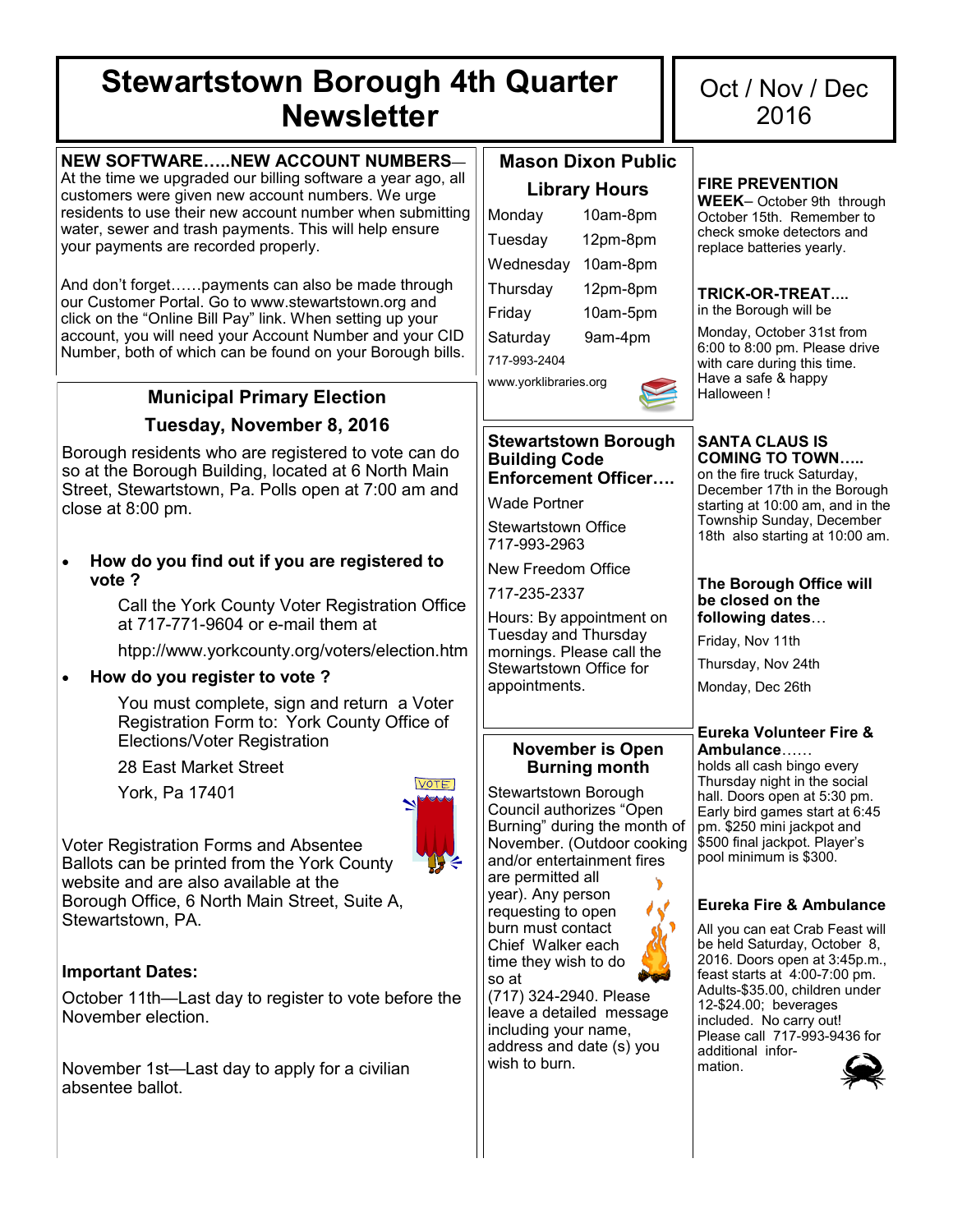# Stewartstown Borough 4th Quarter Newsletter

Oct / Nov / Dec 2016

**NEW SOFTWARE…..NEW ACCOUNT NUMBERS**— At the time we upgraded our billing software a year ago, all customers were given new account numbers. We urge residents to use their new account number when submitting water, sewer and trash payments. This will help ensure your payments are recorded properly.

And don't forget……payments can also be made through our Customer Portal. Go to www.stewartstown.org and click on the "Online Bill Pay" link. When setting up your account, you will need your Account Number and your CID Number, both of which can be found on your Borough bills.

## Municipal Primary Election

## Tuesday, November 8, 2016

Borough residents who are registered to vote can do so at the Borough Building, located at 6 North Main Street, Stewartstown, Pa. Polls open at 7:00 am and close at 8:00 pm.

- **How do you find out if you are registered to vote ?**

  Call the York County Voter Registration Office at 717-771-9604 or e-mail them at

  htpp://www.yorkcounty.org/voters/election.htm

- **How do you register to vote ?**

  You must complete, sign and return a Voter Registration Form to: York County Office of Elections/Voter Registration

  28 East Market Street

  York, Pa 17401

Voter Registration Forms and Absentee Ballots can be printed from the York County website and are also available at the Borough Office, 6 North Main Street, Suite A, Stewartstown, PA.

**Important Dates:**

October 11th—Last day to register to vote before the November election.

November 1st—Last day to apply for a civilian absentee ballot.

## Mason Dixon Public Library Hours

| | |
|---|---|
| Monday | 10am-8pm |
| Tuesday | 12pm-8pm |
| Wednesday | 10am-8pm |
| Thursday | 12pm-8pm |
| Friday | 10am-5pm |
| Saturday | 9am-4pm |

717-993-2404

www.yorklibraries.org

## Stewartstown Borough Building Code Enforcement Officer….

Wade Portner

Stewartstown Office 717-993-2963

New Freedom Office

717-235-2337

Hours: By appointment on Tuesday and Thursday mornings. Please call the Stewartstown Office for appointments.

## November is Open Burning month

Stewartstown Borough Council authorizes "Open Burning" during the month of November. (Outdoor cooking and/or entertainment fires are permitted all year). Any person requesting to open burn must contact Chief Walker each time they wish to do so at (717) 324-2940. Please leave a detailed message including your name, address and date (s) you wish to burn.

**FIRE PREVENTION WEEK**– October 9th through October 15th. Remember to check smoke detectors and replace batteries yearly.

**TRICK-OR-TREAT….** in the Borough will be

Monday, October 31st from 6:00 to 8:00 pm. Please drive with care during this time. Have a safe & happy Halloween !

**SANTA CLAUS IS COMING TO TOWN…..** on the fire truck Saturday, December 17th in the Borough starting at 10:00 am, and in the Township Sunday, December 18th also starting at 10:00 am.

**The Borough Office will be closed on the following dates…**

Friday, Nov 11th

Thursday, Nov 24th

Monday, Dec 26th

**Eureka Volunteer Fire & Ambulance……** holds all cash bingo every Thursday night in the social hall. Doors open at 5:30 pm. Early bird games start at 6:45 pm. $250 mini jackpot and $500 final jackpot. Player's pool minimum is $300.

**Eureka Fire & Ambulance**

All you can eat Crab Feast will be held Saturday, October 8, 2016. Doors open at 3:45p.m., feast starts at 4:00-7:00 pm. Adults-$35.00, children under 12-$24.00; beverages included. No carry out! Please call 717-993-9436 for additional information.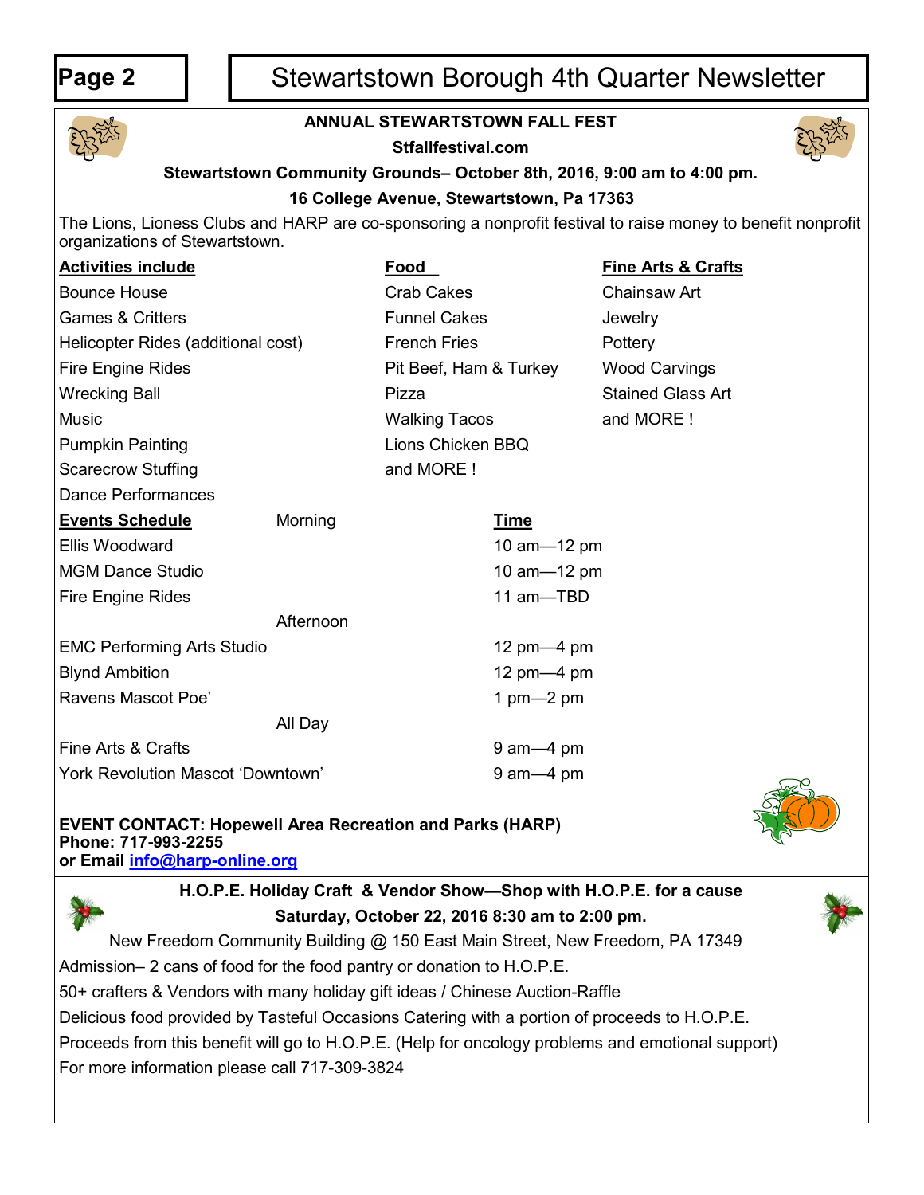# ANNUAL STEWARTSTOWN FALL FEST

**Stfallfestival.com**

**Stewartstown Community Grounds– October 8th, 2016, 9:00 am to 4:00 pm.**

**16 College Avenue, Stewartstown, Pa 17363**

The Lions, Lioness Clubs and HARP are co-sponsoring a nonprofit festival to raise money to benefit nonprofit organizations of Stewartstown.

| **Activities include** | **Food** | **Fine Arts & Crafts** |
|---|---|---|
| Bounce House | Crab Cakes | Chainsaw Art |
| Games & Critters | Funnel Cakes | Jewelry |
| Helicopter Rides (additional cost) | French Fries | Pottery |
| Fire Engine Rides | Pit Beef, Ham & Turkey | Wood Carvings |
| Wrecking Ball | Pizza | Stained Glass Art |
| Music | Walking Tacos | and MORE ! |
| Pumpkin Painting | Lions Chicken BBQ | |
| Scarecrow Stuffing | and MORE ! | |
| Dance Performances | | |

| **Events Schedule** | | **Time** |
|---|---|---|
| | Morning | |
| Ellis Woodward | | 10 am—12 pm |
| MGM Dance Studio | | 10 am—12 pm |
| Fire Engine Rides | | 11 am—TBD |
| | Afternoon | |
| EMC Performing Arts Studio | | 12 pm—4 pm |
| Blynd Ambition | | 12 pm—4 pm |
| Ravens Mascot Poe' | | 1 pm—2 pm |
| | All Day | |
| Fine Arts & Crafts | | 9 am—4 pm |
| York Revolution Mascot 'Downtown' | | 9 am—4 pm |

**EVENT CONTACT: Hopewell Area Recreation and Parks (HARP)**
**Phone: 717-993-2255**
**or Email info@harp-online.org**

---

**H.O.P.E. Holiday Craft & Vendor Show—Shop with H.O.P.E. for a cause**

**Saturday, October 22, 2016 8:30 am to 2:00 pm.**

New Freedom Community Building @ 150 East Main Street, New Freedom, PA 17349

Admission– 2 cans of food for the food pantry or donation to H.O.P.E.

50+ crafters & Vendors with many holiday gift ideas / Chinese Auction-Raffle

Delicious food provided by Tasteful Occasions Catering with a portion of proceeds to H.O.P.E.

Proceeds from this benefit will go to H.O.P.E. (Help for oncology problems and emotional support)

For more information please call 717-309-3824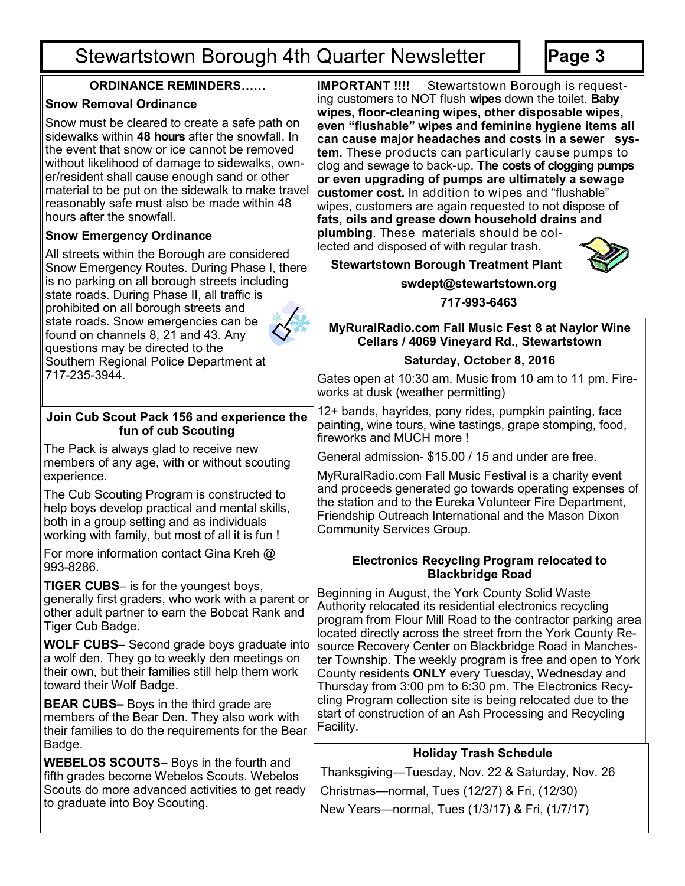## ORDINANCE REMINDERS……

### Snow Removal Ordinance

Snow must be cleared to create a safe path on sidewalks within **48 hours** after the snowfall. In the event that snow or ice cannot be removed without likelihood of damage to sidewalks, owner/resident shall cause enough sand or other material to be put on the sidewalk to make travel reasonably safe must also be made within 48 hours after the snowfall.

### Snow Emergency Ordinance

All streets within the Borough are considered Snow Emergency Routes. During Phase I, there is no parking on all borough streets including state roads. During Phase II, all traffic is prohibited on all borough streets and state roads. Snow emergencies can be found on channels 8, 21 and 43. Any questions may be directed to the Southern Regional Police Department at 717-235-3944.

## Join Cub Scout Pack 156 and experience the fun of cub Scouting

The Pack is always glad to receive new members of any age, with or without scouting experience.

The Cub Scouting Program is constructed to help boys develop practical and mental skills, both in a group setting and as individuals working with family, but most of all it is fun !

For more information contact Gina Kreh @ 993-8286.

**TIGER CUBS**– is for the youngest boys, generally first graders, who work with a parent or other adult partner to earn the Bobcat Rank and Tiger Cub Badge.

**WOLF CUBS**– Second grade boys graduate into a wolf den. They go to weekly den meetings on their own, but their families still help them work toward their Wolf Badge.

**BEAR CUBS–** Boys in the third grade are members of the Bear Den. They also work with their families to do the requirements for the Bear Badge.

**WEBELOS SCOUTS**– Boys in the fourth and fifth grades become Webelos Scouts. Webelos Scouts do more advanced activities to get ready to graduate into Boy Scouting.

**IMPORTANT !!!!** Stewartstown Borough is requesting customers to NOT flush **wipes** down the toilet. **Baby wipes, floor-cleaning wipes, other disposable wipes, even "flushable" wipes and feminine hygiene items all can cause major headaches and costs in a sewer system.** These products can particularly cause pumps to clog and sewage to back-up. **The costs of clogging pumps or even upgrading of pumps are ultimately a sewage customer cost.** In addition to wipes and "flushable" wipes, customers are again requested to not dispose of **fats, oils and grease down household drains and plumbing**. These materials should be collected and disposed of with regular trash.

**Stewartstown Borough Treatment Plant**

**swdept@stewartstown.org**

**717-993-6463**

## MyRuralRadio.com Fall Music Fest 8 at Naylor Wine Cellars / 4069 Vineyard Rd., Stewartstown

**Saturday, October 8, 2016**

Gates open at 10:30 am. Music from 10 am to 11 pm. Fireworks at dusk (weather permitting)

12+ bands, hayrides, pony rides, pumpkin painting, face painting, wine tours, wine tastings, grape stomping, food, fireworks and MUCH more !

General admission- $15.00 / 15 and under are free.

MyRuralRadio.com Fall Music Festival is a charity event and proceeds generated go towards operating expenses of the station and to the Eureka Volunteer Fire Department, Friendship Outreach International and the Mason Dixon Community Services Group.

## Electronics Recycling Program relocated to Blackbridge Road

Beginning in August, the York County Solid Waste Authority relocated its residential electronics recycling program from Flour Mill Road to the contractor parking area located directly across the street from the York County Resource Recovery Center on Blackbridge Road in Manchester Township. The weekly program is free and open to York County residents **ONLY** every Tuesday, Wednesday and Thursday from 3:00 pm to 6:30 pm. The Electronics Recycling Program collection site is being relocated due to the start of construction of an Ash Processing and Recycling Facility.

## Holiday Trash Schedule

Thanksgiving—Tuesday, Nov. 22 & Saturday, Nov. 26

Christmas—normal, Tues (12/27) & Fri, (12/30)

New Years—normal, Tues (1/3/17) & Fri, (1/7/17)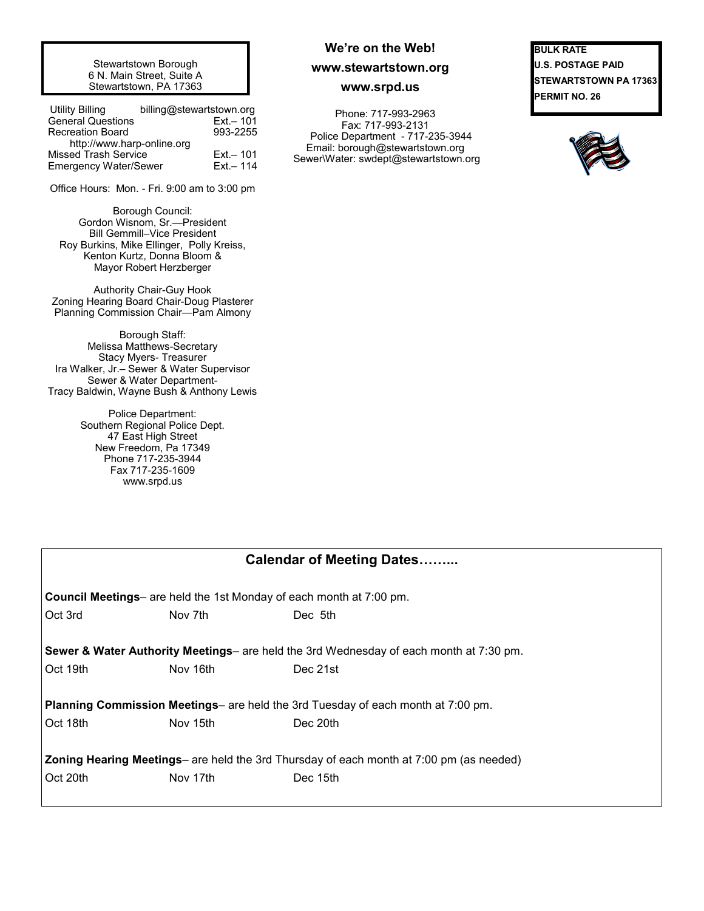Stewartstown Borough
6 N. Main Street, Suite A
Stewartstown, PA 17363

| | |
|---|---|
| Utility Billing | billing@stewartstown.org |
| General Questions | Ext.– 101 |
| Recreation Board | 993-2255 |
| http://www.harp-online.org | |
| Missed Trash Service | Ext.– 101 |
| Emergency Water/Sewer | Ext.– 114 |

Office Hours: Mon. - Fri. 9:00 am to 3:00 pm

Borough Council:
Gordon Wisnom, Sr.—President
Bill Gemmill–Vice President
Roy Burkins, Mike Ellinger, Polly Kreiss,
Kenton Kurtz, Donna Bloom &
Mayor Robert Herzberger

Authority Chair-Guy Hook
Zoning Hearing Board Chair-Doug Plasterer
Planning Commission Chair—Pam Almony

Borough Staff:
Melissa Matthews-Secretary
Stacy Myers- Treasurer
Ira Walker, Jr.– Sewer & Water Supervisor
Sewer & Water Department-
Tracy Baldwin, Wayne Bush & Anthony Lewis

Police Department:
Southern Regional Police Dept.
47 East High Street
New Freedom, Pa 17349
Phone 717-235-3944
Fax 717-235-1609
www.srpd.us

**We're on the Web!**
**www.stewartstown.org**
**www.srpd.us**

Phone: 717-993-2963
Fax: 717-993-2131
Police Department - 717-235-3944
Email: borough@stewartstown.org
Sewer\Water: swdept@stewartstown.org

**BULK RATE**
**U.S. POSTAGE PAID**
**STEWARTSTOWN PA 17363**
**PERMIT NO. 26**

## Calendar of Meeting Dates……...

**Council Meetings**– are held the 1st Monday of each month at 7:00 pm.

| | | |
|---|---|---|
| Oct 3rd | Nov 7th | Dec 5th |

**Sewer & Water Authority Meetings**– are held the 3rd Wednesday of each month at 7:30 pm.

| | | |
|---|---|---|
| Oct 19th | Nov 16th | Dec 21st |

**Planning Commission Meetings**– are held the 3rd Tuesday of each month at 7:00 pm.

| | | |
|---|---|---|
| Oct 18th | Nov 15th | Dec 20th |

**Zoning Hearing Meetings**– are held the 3rd Thursday of each month at 7:00 pm (as needed)

| | | |
|---|---|---|
| Oct 20th | Nov 17th | Dec 15th |